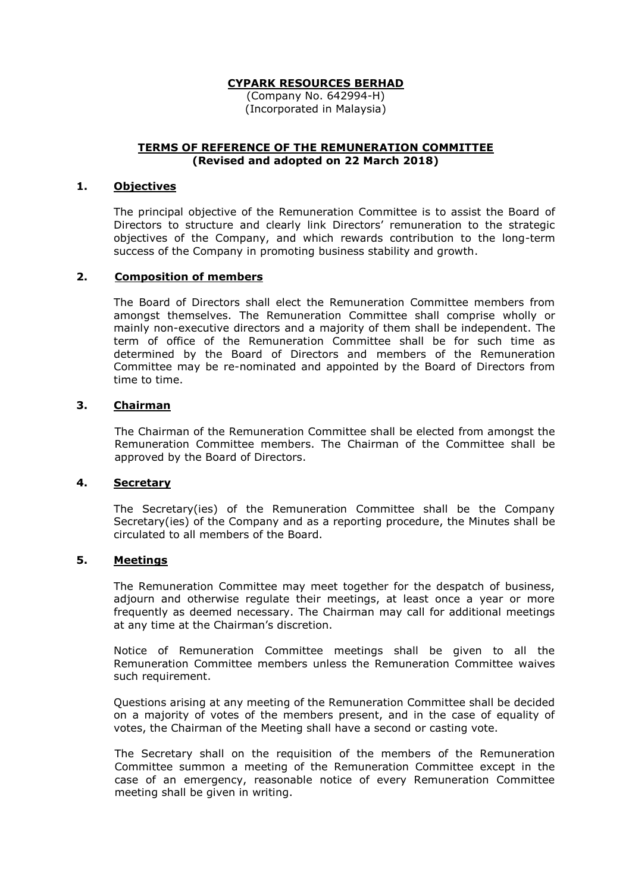**CYPARK RESOURCES BERHAD**

(Company No. 642994-H)
(Incorporated in Malaysia)

**TERMS OF REFERENCE OF THE REMUNERATION COMMITTEE**
**(Revised and adopted on 22 March 2018)**

## 1. Objectives

The principal objective of the Remuneration Committee is to assist the Board of Directors to structure and clearly link Directors' remuneration to the strategic objectives of the Company, and which rewards contribution to the long-term success of the Company in promoting business stability and growth.

## 2. Composition of members

The Board of Directors shall elect the Remuneration Committee members from amongst themselves. The Remuneration Committee shall comprise wholly or mainly non-executive directors and a majority of them shall be independent. The term of office of the Remuneration Committee shall be for such time as determined by the Board of Directors and members of the Remuneration Committee may be re-nominated and appointed by the Board of Directors from time to time.

## 3. Chairman

The Chairman of the Remuneration Committee shall be elected from amongst the Remuneration Committee members. The Chairman of the Committee shall be approved by the Board of Directors.

## 4. Secretary

The Secretary(ies) of the Remuneration Committee shall be the Company Secretary(ies) of the Company and as a reporting procedure, the Minutes shall be circulated to all members of the Board.

## 5. Meetings

The Remuneration Committee may meet together for the despatch of business, adjourn and otherwise regulate their meetings, at least once a year or more frequently as deemed necessary. The Chairman may call for additional meetings at any time at the Chairman's discretion.

Notice of Remuneration Committee meetings shall be given to all the Remuneration Committee members unless the Remuneration Committee waives such requirement.

Questions arising at any meeting of the Remuneration Committee shall be decided on a majority of votes of the members present, and in the case of equality of votes, the Chairman of the Meeting shall have a second or casting vote.

The Secretary shall on the requisition of the members of the Remuneration Committee summon a meeting of the Remuneration Committee except in the case of an emergency, reasonable notice of every Remuneration Committee meeting shall be given in writing.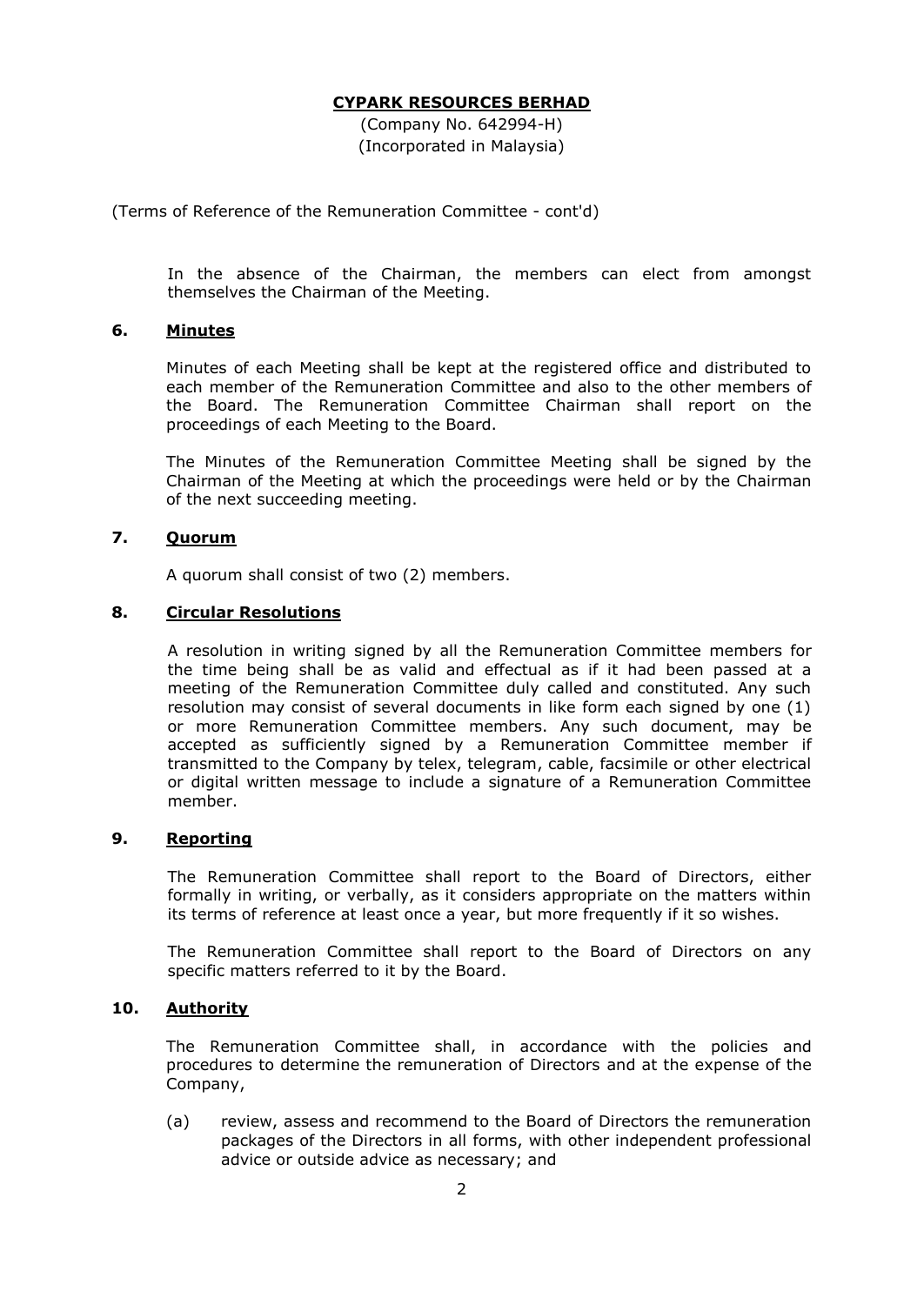**CYPARK RESOURCES BERHAD**

(Company No. 642994-H)
(Incorporated in Malaysia)

(Terms of Reference of the Remuneration Committee - cont'd)

In the absence of the Chairman, the members can elect from amongst themselves the Chairman of the Meeting.

## 6. Minutes

Minutes of each Meeting shall be kept at the registered office and distributed to each member of the Remuneration Committee and also to the other members of the Board. The Remuneration Committee Chairman shall report on the proceedings of each Meeting to the Board.

The Minutes of the Remuneration Committee Meeting shall be signed by the Chairman of the Meeting at which the proceedings were held or by the Chairman of the next succeeding meeting.

## 7. Quorum

A quorum shall consist of two (2) members.

## 8. Circular Resolutions

A resolution in writing signed by all the Remuneration Committee members for the time being shall be as valid and effectual as if it had been passed at a meeting of the Remuneration Committee duly called and constituted. Any such resolution may consist of several documents in like form each signed by one (1) or more Remuneration Committee members. Any such document, may be accepted as sufficiently signed by a Remuneration Committee member if transmitted to the Company by telex, telegram, cable, facsimile or other electrical or digital written message to include a signature of a Remuneration Committee member.

## 9. Reporting

The Remuneration Committee shall report to the Board of Directors, either formally in writing, or verbally, as it considers appropriate on the matters within its terms of reference at least once a year, but more frequently if it so wishes.

The Remuneration Committee shall report to the Board of Directors on any specific matters referred to it by the Board.

## 10. Authority

The Remuneration Committee shall, in accordance with the policies and procedures to determine the remuneration of Directors and at the expense of the Company,

(a) review, assess and recommend to the Board of Directors the remuneration packages of the Directors in all forms, with other independent professional advice or outside advice as necessary; and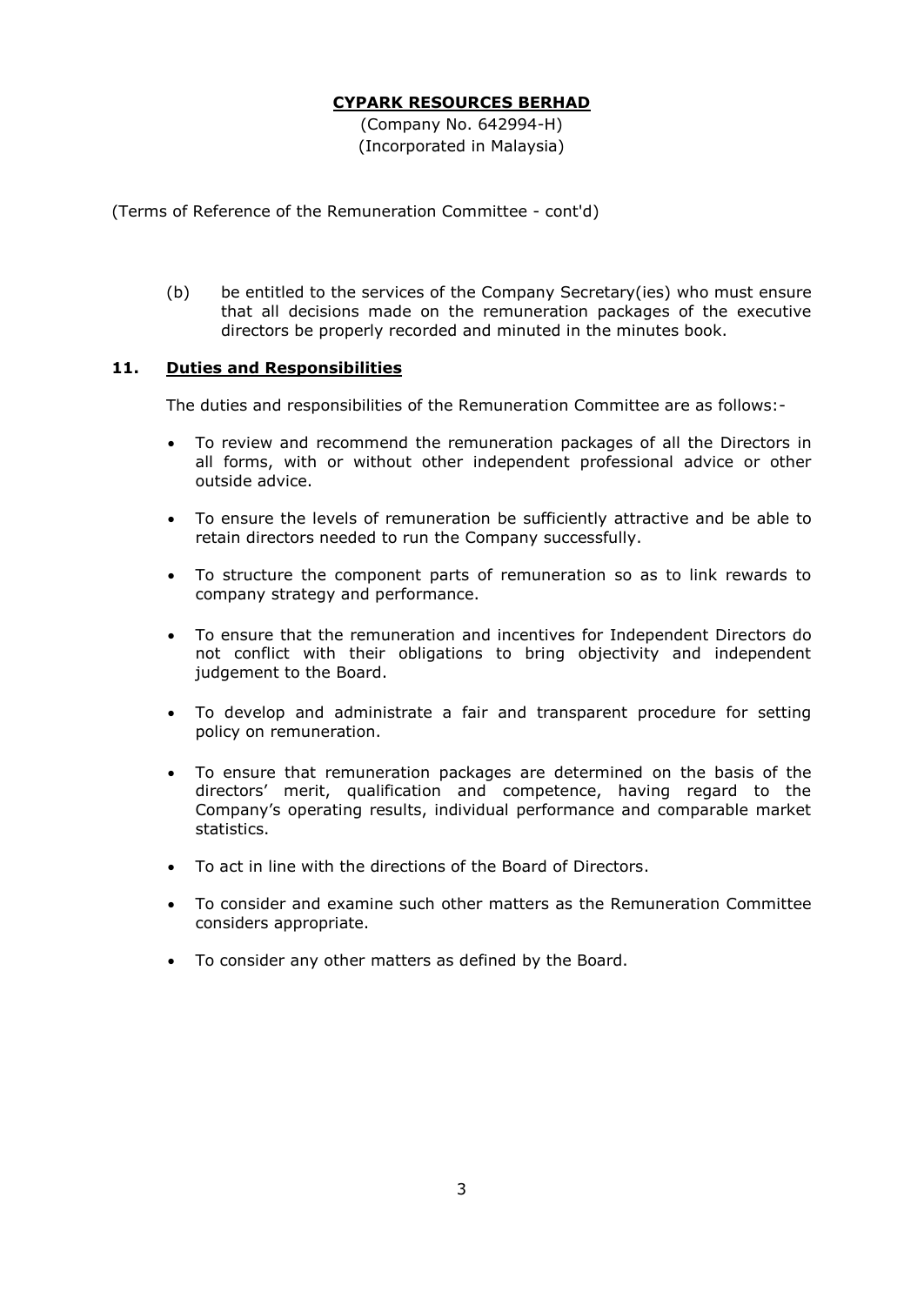**CYPARK RESOURCES BERHAD**

(Company No. 642994-H)
(Incorporated in Malaysia)

(Terms of Reference of the Remuneration Committee - cont'd)

(b) be entitled to the services of the Company Secretary(ies) who must ensure that all decisions made on the remuneration packages of the executive directors be properly recorded and minuted in the minutes book.

## 11. Duties and Responsibilities

The duties and responsibilities of the Remuneration Committee are as follows:-

- To review and recommend the remuneration packages of all the Directors in all forms, with or without other independent professional advice or other outside advice.
- To ensure the levels of remuneration be sufficiently attractive and be able to retain directors needed to run the Company successfully.
- To structure the component parts of remuneration so as to link rewards to company strategy and performance.
- To ensure that the remuneration and incentives for Independent Directors do not conflict with their obligations to bring objectivity and independent judgement to the Board.
- To develop and administrate a fair and transparent procedure for setting policy on remuneration.
- To ensure that remuneration packages are determined on the basis of the directors' merit, qualification and competence, having regard to the Company's operating results, individual performance and comparable market statistics.
- To act in line with the directions of the Board of Directors.
- To consider and examine such other matters as the Remuneration Committee considers appropriate.
- To consider any other matters as defined by the Board.